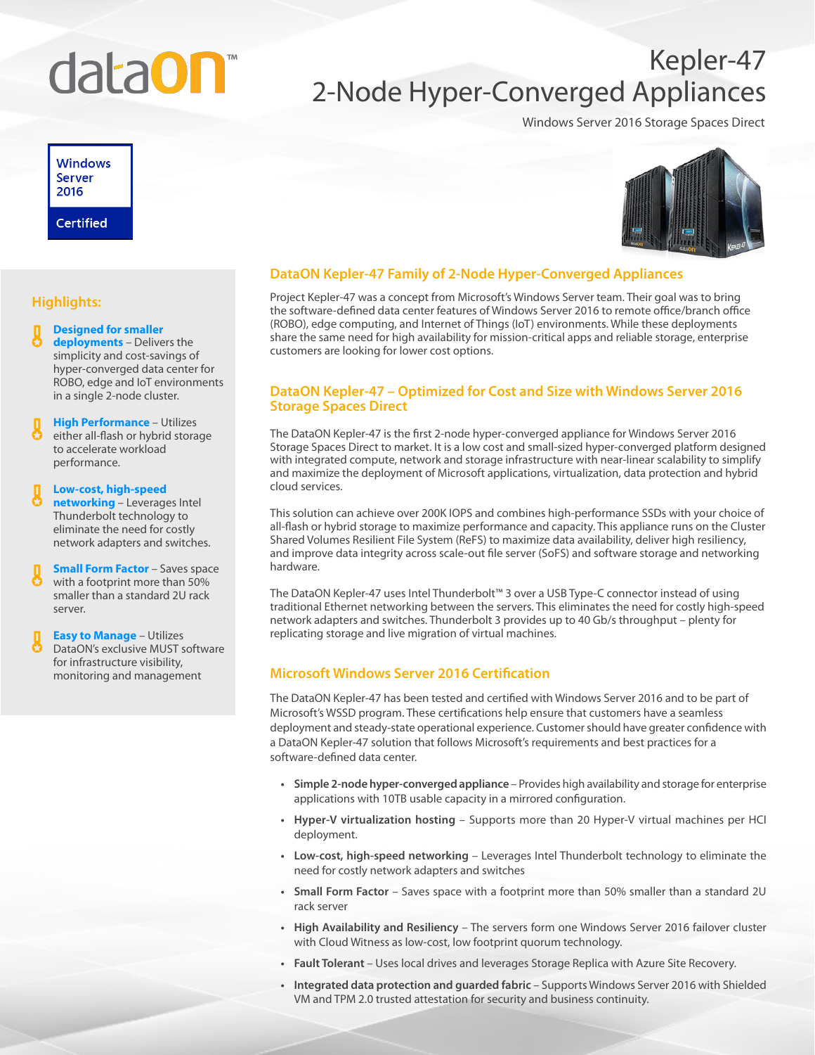dataON™

# Kepler-47
# 2-Node Hyper-Converged Appliances

Windows Server 2016 Storage Spaces Direct

Windows Server 2016 Certified

## Highlights:

- **Designed for smaller deployments** – Delivers the simplicity and cost-savings of hyper-converged data center for ROBO, edge and IoT environments in a single 2-node cluster.
- **High Performance** – Utilizes either all-flash or hybrid storage to accelerate workload performance.
- **Low-cost, high-speed networking** – Leverages Intel Thunderbolt technology to eliminate the need for costly network adapters and switches.
- **Small Form Factor** – Saves space with a footprint more than 50% smaller than a standard 2U rack server.
- **Easy to Manage** – Utilizes DataON's exclusive MUST software for infrastructure visibility, monitoring and management

## DataON Kepler-47 Family of 2-Node Hyper-Converged Appliances

Project Kepler-47 was a concept from Microsoft's Windows Server team. Their goal was to bring the software-defined data center features of Windows Server 2016 to remote office/branch office (ROBO), edge computing, and Internet of Things (IoT) environments. While these deployments share the same need for high availability for mission-critical apps and reliable storage, enterprise customers are looking for lower cost options.

## DataON Kepler-47 – Optimized for Cost and Size with Windows Server 2016 Storage Spaces Direct

The DataON Kepler-47 is the first 2-node hyper-converged appliance for Windows Server 2016 Storage Spaces Direct to market. It is a low cost and small-sized hyper-converged platform designed with integrated compute, network and storage infrastructure with near-linear scalability to simplify and maximize the deployment of Microsoft applications, virtualization, data protection and hybrid cloud services.

This solution can achieve over 200K IOPS and combines high-performance SSDs with your choice of all-flash or hybrid storage to maximize performance and capacity. This appliance runs on the Cluster Shared Volumes Resilient File System (ReFS) to maximize data availability, deliver high resiliency, and improve data integrity across scale-out file server (SoFS) and software storage and networking hardware.

The DataON Kepler-47 uses Intel Thunderbolt™ 3 over a USB Type-C connector instead of using traditional Ethernet networking between the servers. This eliminates the need for costly high-speed network adapters and switches. Thunderbolt 3 provides up to 40 Gb/s throughput – plenty for replicating storage and live migration of virtual machines.

## Microsoft Windows Server 2016 Certification

The DataON Kepler-47 has been tested and certified with Windows Server 2016 and to be part of Microsoft's WSSD program. These certifications help ensure that customers have a seamless deployment and steady-state operational experience. Customer should have greater confidence with a DataON Kepler-47 solution that follows Microsoft's requirements and best practices for a software-defined data center.

- **Simple 2-node hyper-converged appliance** – Provides high availability and storage for enterprise applications with 10TB usable capacity in a mirrored configuration.
- **Hyper-V virtualization hosting** – Supports more than 20 Hyper-V virtual machines per HCI deployment.
- **Low-cost, high-speed networking** – Leverages Intel Thunderbolt technology to eliminate the need for costly network adapters and switches
- **Small Form Factor** – Saves space with a footprint more than 50% smaller than a standard 2U rack server
- **High Availability and Resiliency** – The servers form one Windows Server 2016 failover cluster with Cloud Witness as low-cost, low footprint quorum technology.
- **Fault Tolerant** – Uses local drives and leverages Storage Replica with Azure Site Recovery.
- **Integrated data protection and guarded fabric** – Supports Windows Server 2016 with Shielded VM and TPM 2.0 trusted attestation for security and business continuity.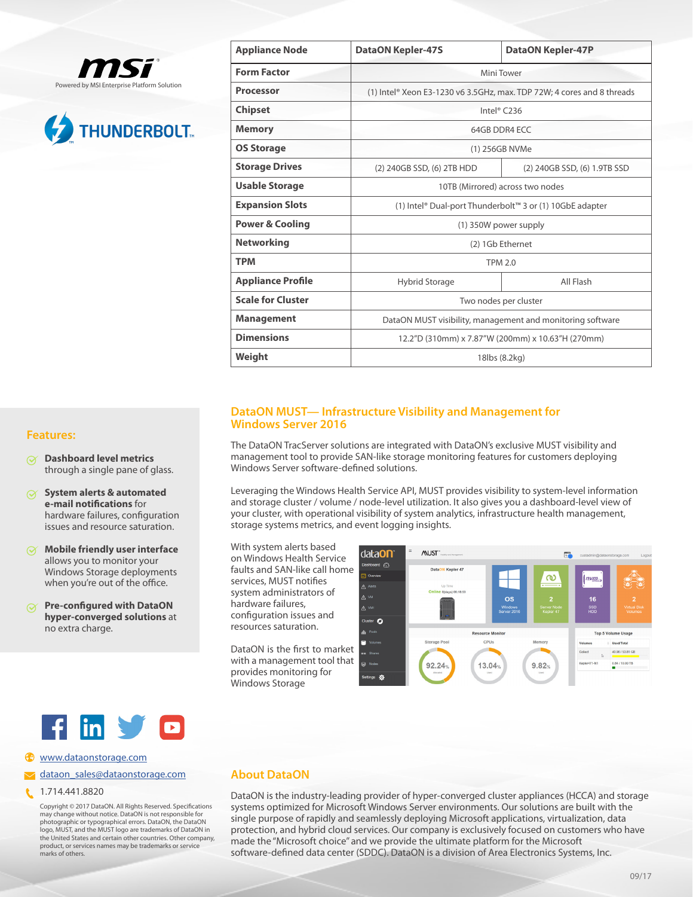Powered by MSI Enterprise Platform Solution

| Appliance Node | DataON Kepler-47S | DataON Kepler-47P |
|---|---|---|
| Form Factor | Mini Tower | |
| Processor | (1) Intel® Xeon E3-1230 v6 3.5GHz, max. TDP 72W; 4 cores and 8 threads | |
| Chipset | Intel® C236 | |
| Memory | 64GB DDR4 ECC | |
| OS Storage | (1) 256GB NVMe | |
| Storage Drives | (2) 240GB SSD, (6) 2TB HDD | (2) 240GB SSD, (6) 1.9TB SSD |
| Usable Storage | 10TB (Mirrored) across two nodes | |
| Expansion Slots | (1) Intel® Dual-port Thunderbolt™ 3 or (1) 10GbE adapter | |
| Power & Cooling | (1) 350W power supply | |
| Networking | (2) 1Gb Ethernet | |
| TPM | TPM 2.0 | |
| Appliance Profile | Hybrid Storage | All Flash |
| Scale for Cluster | Two nodes per cluster | |
| Management | DataON MUST visibility, management and monitoring software | |
| Dimensions | 12.2"D (310mm) x 7.87"W (200mm) x 10.63"H (270mm) | |
| Weight | 18lbs (8.2kg) | |

## Features:

- **Dashboard level metrics** through a single pane of glass.
- **System alerts & automated e-mail notifications** for hardware failures, configuration issues and resource saturation.
- **Mobile friendly user interface** allows you to monitor your Windows Storage deployments when you're out of the office.
- **Pre-configured with DataON hyper-converged solutions** at no extra charge.

## DataON MUST— Infrastructure Visibility and Management for Windows Server 2016

The DataON TracServer solutions are integrated with DataON's exclusive MUST visibility and management tool to provide SAN-like storage monitoring features for customers deploying Windows Server software-defined solutions.

Leveraging the Windows Health Service API, MUST provides visibility to system-level information and storage cluster / volume / node-level utilization. It also gives you a dashboard-level view of your cluster, with operational visibility of system analytics, infrastructure health management, storage systems metrics, and event logging insights.

With system alerts based on Windows Health Service faults and SAN-like call home services, MUST notifies system administrators of hardware failures, configuration issues and resources saturation.

DataON is the first to market with a management tool that provides monitoring for Windows Storage

## About DataON

DataON is the industry-leading provider of hyper-converged cluster appliances (HCCA) and storage systems optimized for Microsoft Windows Server environments. Our solutions are built with the single purpose of rapidly and seamlessly deploying Microsoft applications, virtualization, data protection, and hybrid cloud services. Our company is exclusively focused on customers who have made the "Microsoft choice" and we provide the ultimate platform for the Microsoft software-defined data center (SDDC). DataON is a division of Area Electronics Systems, Inc.

www.dataonstorage.com

dataon_sales@dataonstorage.com

1.714.441.8820

Copyright © 2017 DataON. All Rights Reserved. Specifications may change without notice. DataON is not responsible for photographic or typographical errors. DataON, the DataON logo, MUST, and the MUST logo are trademarks of DataON in the United States and certain other countries. Other company, product, or services names may be trademarks or service marks of others.

09/17